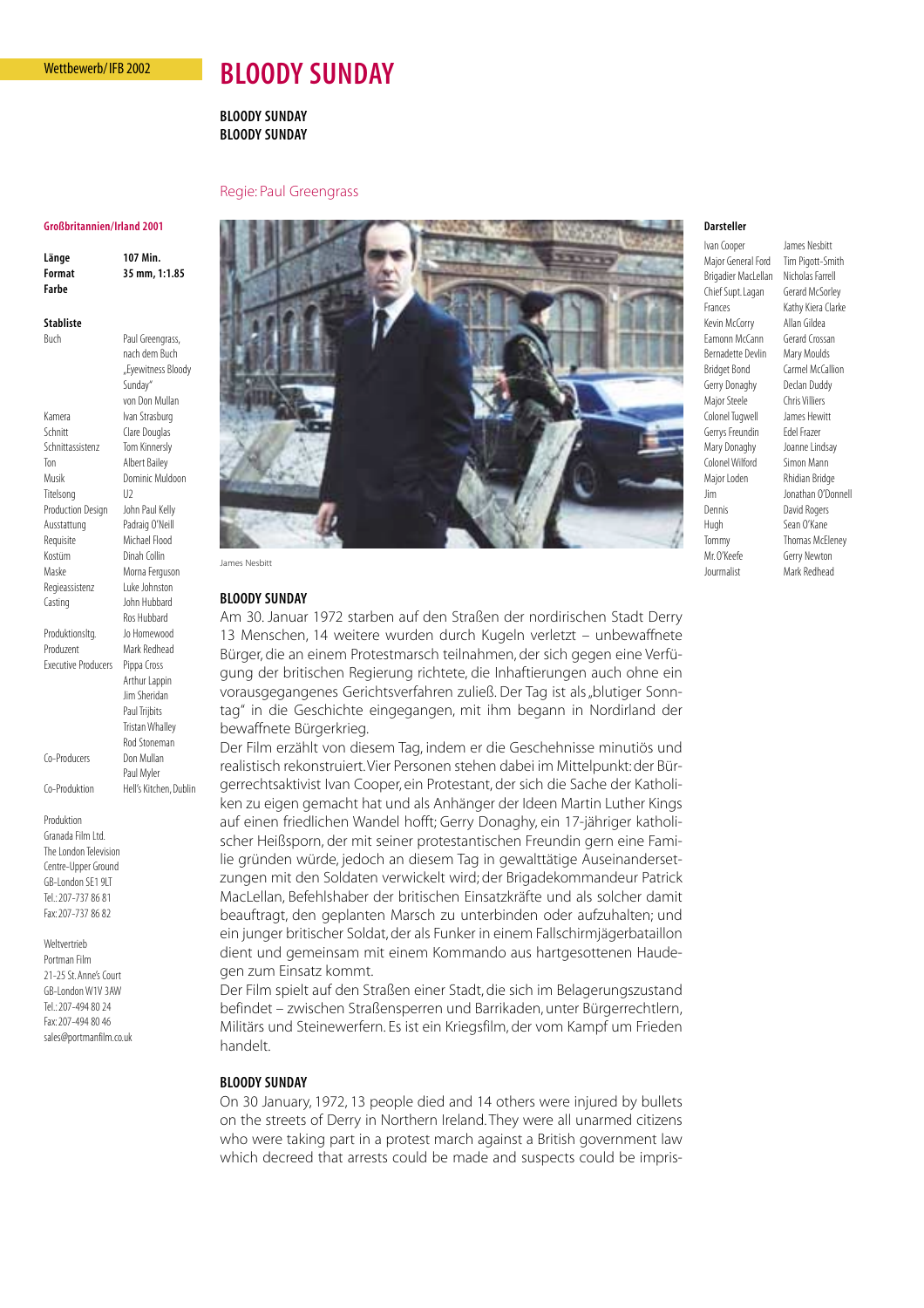Wettbewerb/IFB 2002

# BLOODY SUNDAY

**BLOODY SUNDAY**
**BLOODY SUNDAY**

Regie: Paul Greengrass

**Großbritannien/Irland 2001**

| | |
|---|---|
| **Länge** | **107 Min.** |
| **Format** | **35 mm, 1:1.85** |
| **Farbe** | |

**Stabliste**

| | |
|---|---|
| Buch | Paul Greengrass, nach dem Buch „Eyewitness Bloody Sunday" von Don Mullan |
| Kamera | Ivan Strasburg |
| Schnitt | Clare Douglas |
| Schnittassistenz | Tom Kinnersly |
| Ton | Albert Bailey |
| Musik | Dominic Muldoon |
| Titelsong | U2 |
| Production Design | John Paul Kelly |
| Ausstattung | Padraig O'Neill |
| Requisite | Michael Flood |
| Kostüm | Dinah Collin |
| Maske | Morna Ferguson |
| Regieassistenz | Luke Johnston |
| Casting | John Hubbard, Ros Hubbard |
| Produktionsltg. | Jo Homewood |
| Produzent | Mark Redhead |
| Executive Producers | Pippa Cross, Arthur Lappin, Jim Sheridan, Paul Trijbits, Tristan Whalley, Rod Stoneman |
| Co-Producers | Don Mullan, Paul Myler |
| Co-Produktion | Hell's Kitchen, Dublin |

Produktion
Granada Film Ltd.
The London Television Centre-Upper Ground
GB-London SE1 9LT
Tel.: 207-737 86 81
Fax: 207-737 86 82

Weltvertrieb
Portman Film
21-25 St. Anne's Court
GB-London W1V 3AW
Tel.: 207-494 80 24
Fax: 207-494 80 46
sales@portmanfilm.co.uk

James Nesbitt

**Darsteller**

| | |
|---|---|
| Ivan Cooper | James Nesbitt |
| Major General Ford | Tim Pigott-Smith |
| Brigadier MacLellan | Nicholas Farrell |
| Chief Supt. Lagan | Gerard McSorley |
| Frances | Kathy Kiera Clarke |
| Kevin McCorry | Allan Gildea |
| Eamonn McCann | Gerard Crossan |
| Bernadette Devlin | Mary Moulds |
| Bridget Bond | Carmel McCallion |
| Gerry Donaghy | Declan Duddy |
| Major Steele | Chris Villiers |
| Colonel Tugwell | James Hewitt |
| Gerrys Freundin | Edel Frazer |
| Mary Donaghy | Joanne Lindsay |
| Colonel Wilford | Simon Mann |
| Major Loden | Rhidian Bridge |
| Jim | Jonathan O'Donnell |
| Dennis | David Rogers |
| Hugh | Sean O'Kane |
| Tommy | Thomas McEleney |
| Mr. O'Keefe | Gerry Newton |
| Journalist | Mark Redhead |

### BLOODY SUNDAY

Am 30. Januar 1972 starben auf den Straßen der nordirischen Stadt Derry 13 Menschen, 14 weitere wurden durch Kugeln verletzt – unbewaffnete Bürger, die an einem Protestmarsch teilnahmen, der sich gegen eine Verfügung der britischen Regierung richtete, die Inhaftierungen auch ohne ein vorausgegangenes Gerichtsverfahren zuließ. Der Tag ist als „blutiger Sonntag" in die Geschichte eingegangen, mit ihm begann in Nordirland der bewaffnete Bürgerkrieg.

Der Film erzählt von diesem Tag, indem er die Geschehnisse minutiös und realistisch rekonstruiert. Vier Personen stehen dabei im Mittelpunkt: der Bürgerrechtsaktivist Ivan Cooper, ein Protestant, der sich die Sache der Katholiken zu eigen gemacht hat und als Anhänger der Ideen Martin Luther Kings auf einen friedlichen Wandel hofft; Gerry Donaghy, ein 17-jähriger katholischer Heißsporn, der mit seiner protestantischen Freundin gern eine Familie gründen würde, jedoch an diesem Tag in gewalttätige Auseinandersetzungen mit den Soldaten verwickelt wird; der Brigadekommandeur Patrick MacLellan, Befehlshaber der britischen Einsatzkräfte und als solcher damit beauftragt, den geplanten Marsch zu unterbinden oder aufzuhalten; und ein junger britischer Soldat, der als Funker in einem Fallschirmjägerbataillon dient und gemeinsam mit einem Kommando aus hartgesottenen Haudegen zum Einsatz kommt.

Der Film spielt auf den Straßen einer Stadt, die sich im Belagerungszustand befindet – zwischen Straßensperren und Barrikaden, unter Bürgerrechtlern, Militärs und Steinewerfern. Es ist ein Kriegsfilm, der vom Kampf um Frieden handelt.

### BLOODY SUNDAY

On 30 January, 1972, 13 people died and 14 others were injured by bullets on the streets of Derry in Northern Ireland. They were all unarmed citizens who were taking part in a protest march against a British government law which decreed that arrests could be made and suspects could be impris-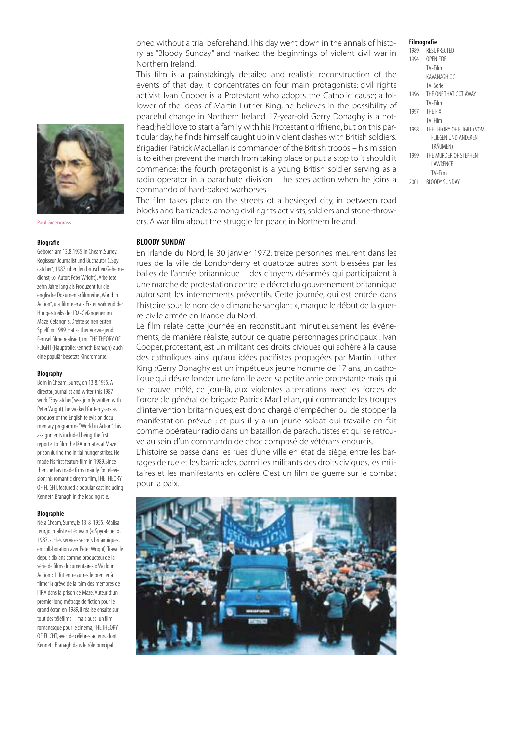oned without a trial beforehand. This day went down in the annals of history as "Bloody Sunday" and marked the beginnings of violent civil war in Northern Ireland.

This film is a painstakingly detailed and realistic reconstruction of the events of that day. It concentrates on four main protagonists: civil rights activist Ivan Cooper is a Protestant who adopts the Catholic cause; a follower of the ideas of Martin Luther King, he believes in the possibility of peaceful change in Northern Ireland. 17-year-old Gerry Donaghy is a hothead; he'd love to start a family with his Protestant girlfriend, but on this particular day, he finds himself caught up in violent clashes with British soldiers. Brigadier Patrick MacLellan is commander of the British troops – his mission is to either prevent the march from taking place or put a stop to it should it commence; the fourth protagonist is a young British soldier serving as a radio operator in a parachute division – he sees action when he joins a commando of hard-baked warhorses.

The film takes place on the streets of a besieged city, in between road blocks and barricades, among civil rights activists, soldiers and stone-throwers. A war film about the struggle for peace in Northern Ireland.

## BLOODY SUNDAY

En Irlande du Nord, le 30 janvier 1972, treize personnes meurent dans les rues de la ville de Londonderry et quatorze autres sont blessées par les balles de l'armée britannique – des citoyens désarmés qui participaient à une marche de protestation contre le décret du gouvernement britannique autorisant les internements préventifs. Cette journée, qui est entrée dans l'histoire sous le nom de « dimanche sanglant », marque le début de la guerre civile armée en Irlande du Nord.

Le film relate cette journée en reconstituant minutieusement les événements, de manière réaliste, autour de quatre personnages principaux : Ivan Cooper, protestant, est un militant des droits civiques qui adhère à la cause des catholiques ainsi qu'aux idées pacifistes propagées par Martin Luther King ; Gerry Donaghy est un impétueux jeune homme de 17 ans, un catholique qui désire fonder une famille avec sa petite amie protestante mais qui se trouve mêlé, ce jour-là, aux violentes altercations avec les forces de l'ordre ; le général de brigade Patrick MacLellan, qui commande les troupes d'intervention britanniques, est donc chargé d'empêcher ou de stopper la manifestation prévue ; et puis il y a un jeune soldat qui travaille en fait comme opérateur radio dans un bataillon de parachutistes et qui se retrouve au sein d'un commando de choc composé de vétérans endurcis.

L'histoire se passe dans les rues d'une ville en état de siège, entre les barrages de rue et les barricades, parmi les militants des droits civiques, les militaires et les manifestants en colère. C'est un film de guerre sur le combat pour la paix.

Paul Greengrass

### Biografie

Geboren am 13.8.1955 in Cheam, Surrey. Regisseur, Journalist und Buchautor („Spycatcher", 1987, über den britischen Geheimdienst, Co-Autor: Peter Wright). Arbeitete zehn Jahre lang als Produzent für die englische Dokumentarfilmreihe „World in Action", u.a. filmte er als Erster während der Hungerstreiks der IRA-Gefangenen im Maze-Gefängnis. Drehte seinen ersten Spielfilm 1989. Hat seither vorwiegend Fernsehfilme realisiert, mit THE THEORY OF FLIGHT (Hauptrolle: Kenneth Branagh) auch eine populär besetzte Kinoromanze.

### Biography

Born in Cheam, Surrey, on 13.8.1955. A director, journalist and writer (his 1987 work, "Spycatcher", was jointly written with Peter Wright), he worked for ten years as producer of the English television documentary programme "World in Action"; his assignments included being the first reporter to film the IRA inmates at Maze prison during the initial hunger strikes. He made his first feature film in 1989. Since then, he has made films mainly for television; his romantic cinema film, THE THEORY OF FLIGHT, featured a popular cast including Kenneth Branagh in the leading role.

### Biographie

Né à Cheam, Surrey, le 13-8-1955. Réalisateur, journaliste et écrivain (« Spycatcher », 1987, sur les services secrets britanniques, en collaboration avec Peter Wright). Travaille depuis dix ans comme producteur de la série de films documentaires « World in Action ». Il fut entre autres le premier à filmer la grève de la faim des membres de l'IRA dans la prison de Maze. Auteur d'un premier long métrage de fiction pour le grand écran en 1989, il réalise ensuite surtout des téléfilms – mais aussi un film romanesque pour le cinéma, THE THEORY OF FLIGHT, avec de célèbres acteurs, dont Kenneth Branagh dans le rôle principal.

### Filmografie

1989 RESURRECTED
1994 OPEN FIRE
TV-Film
KAVANAGH QC
TV-Serie
1996 THE ONE THAT GOT AWAY
TV-Film
1997 THE FIX
TV-Film
1998 THE THEORY OF FLIGHT (VOM FLIEGEN UND ANDEREN TRÄUMEN)
1999 THE MURDER OF STEPHEN LAWRENCE
TV-Film
2001 BLOODY SUNDAY